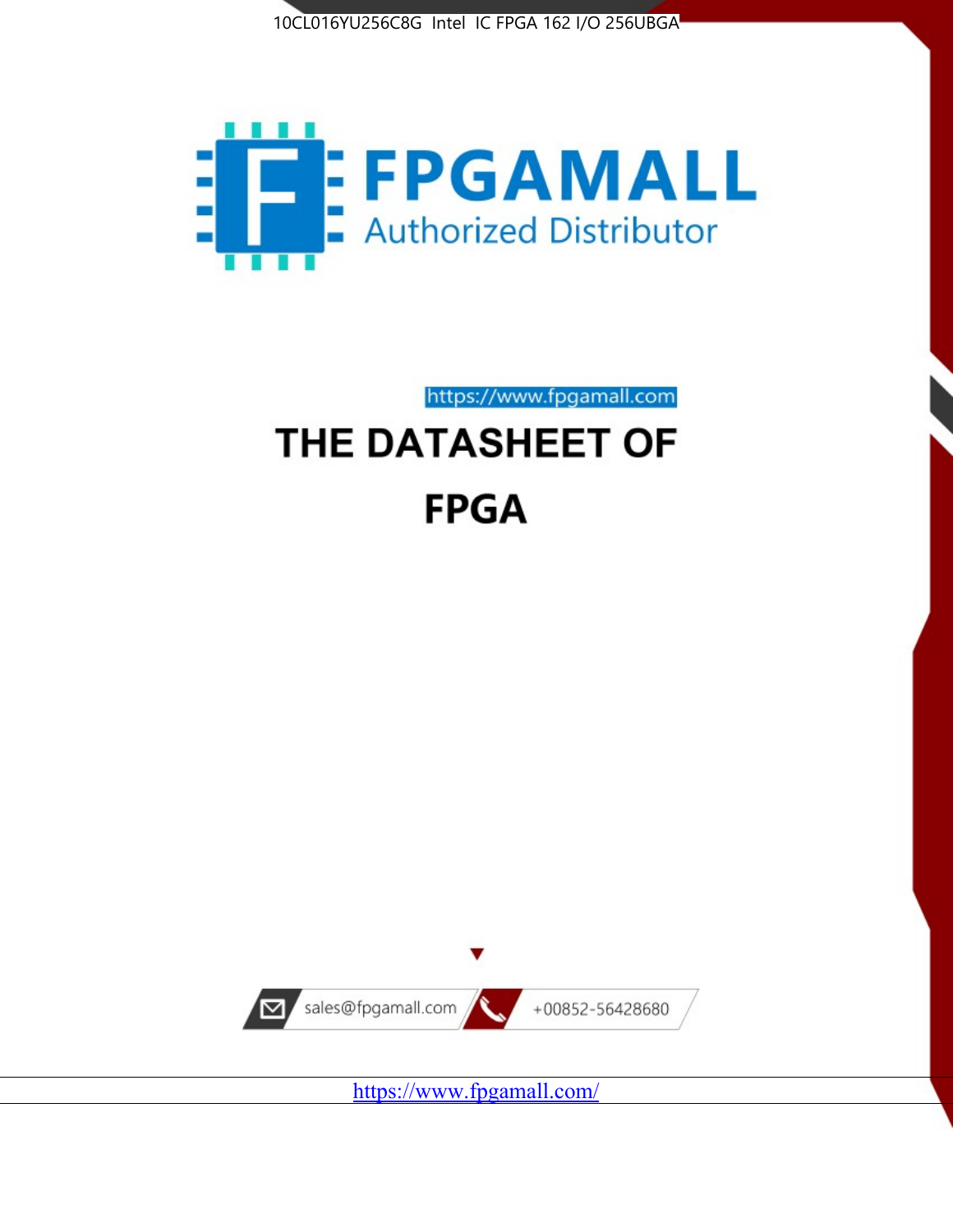10CL016YU256C8G Intel IC FPGA 162 I/O 256UBGA

FPGAMALL

Authorized Distributor

https://www.fpgamall.com

# THE DATASHEET OF

# FPGA

sales@fpgamall.com

+00852-56428680

https://www.fpgamall.com/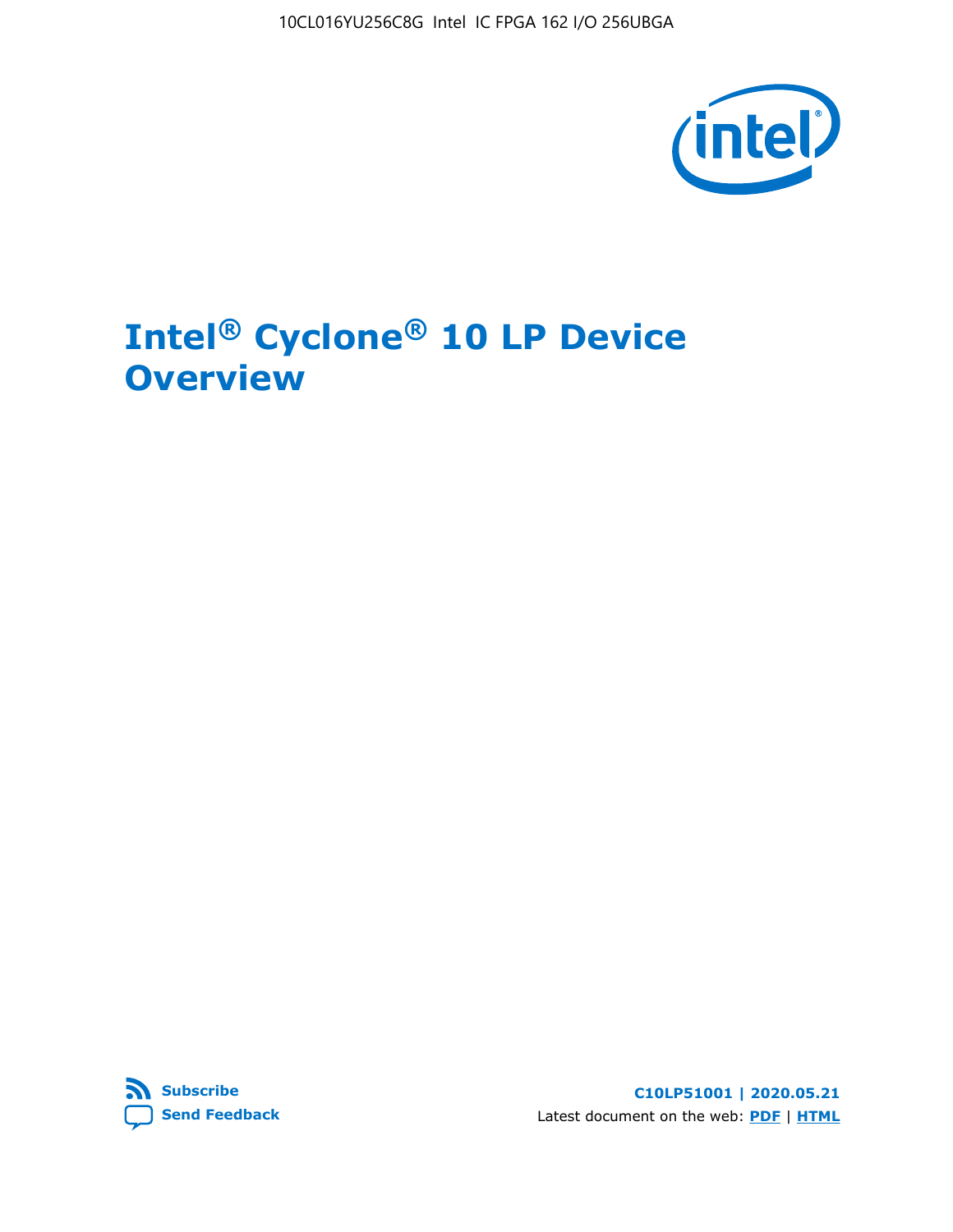# Intel® Cyclone® 10 LP Device Overview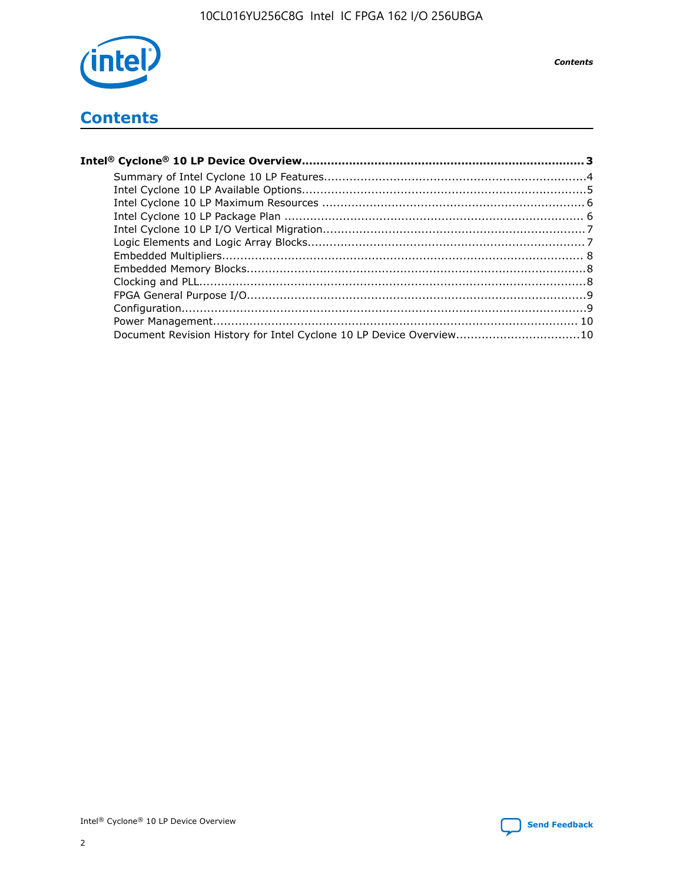# Contents

**Intel® Cyclone® 10 LP Device Overview....................................................................................3**

- Summary of Intel Cyclone 10 LP Features...........................................................................4
- Intel Cyclone 10 LP Available Options.................................................................................5
- Intel Cyclone 10 LP Maximum Resources ............................................................................6
- Intel Cyclone 10 LP Package Plan ......................................................................................6
- Intel Cyclone 10 LP I/O Vertical Migration...........................................................................7
- Logic Elements and Logic Array Blocks...............................................................................7
- Embedded Multipliers.......................................................................................................8
- Embedded Memory Blocks.................................................................................................8
- Clocking and PLL.............................................................................................................8
- FPGA General Purpose I/O.................................................................................................9
- Configuration...................................................................................................................9
- Power Management.........................................................................................................10
- Document Revision History for Intel Cyclone 10 LP Device Overview....................................10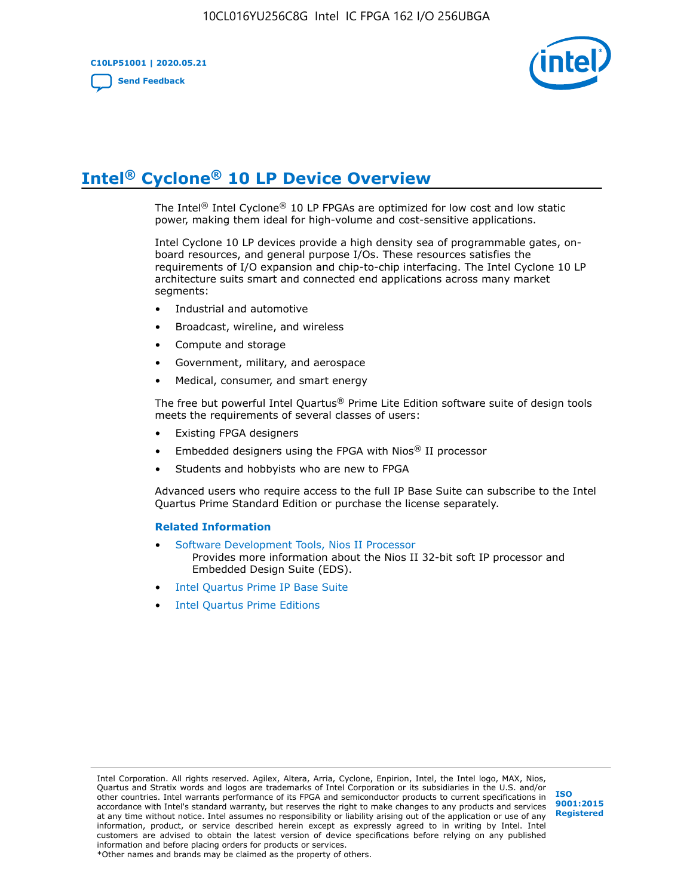# Intel® Cyclone® 10 LP Device Overview

The Intel® Intel Cyclone® 10 LP FPGAs are optimized for low cost and low static power, making them ideal for high-volume and cost-sensitive applications.

Intel Cyclone 10 LP devices provide a high density sea of programmable gates, on-board resources, and general purpose I/Os. These resources satisfies the requirements of I/O expansion and chip-to-chip interfacing. The Intel Cyclone 10 LP architecture suits smart and connected end applications across many market segments:

- Industrial and automotive
- Broadcast, wireline, and wireless
- Compute and storage
- Government, military, and aerospace
- Medical, consumer, and smart energy

The free but powerful Intel Quartus® Prime Lite Edition software suite of design tools meets the requirements of several classes of users:

- Existing FPGA designers
- Embedded designers using the FPGA with Nios® II processor
- Students and hobbyists who are new to FPGA

Advanced users who require access to the full IP Base Suite can subscribe to the Intel Quartus Prime Standard Edition or purchase the license separately.

### Related Information

- Software Development Tools, Nios II Processor
  Provides more information about the Nios II 32-bit soft IP processor and Embedded Design Suite (EDS).
- Intel Quartus Prime IP Base Suite
- Intel Quartus Prime Editions

Intel Corporation. All rights reserved. Agilex, Altera, Arria, Cyclone, Enpirion, Intel, the Intel logo, MAX, Nios, Quartus and Stratix words and logos are trademarks of Intel Corporation or its subsidiaries in the U.S. and/or other countries. Intel warrants performance of its FPGA and semiconductor products to current specifications in accordance with Intel's standard warranty, but reserves the right to make changes to any products and services at any time without notice. Intel assumes no responsibility or liability arising out of the application or use of any information, product, or service described herein except as expressly agreed to in writing by Intel. Intel customers are advised to obtain the latest version of device specifications before relying on any published information and before placing orders for products or services.
*Other names and brands may be claimed as the property of others.

ISO 9001:2015 Registered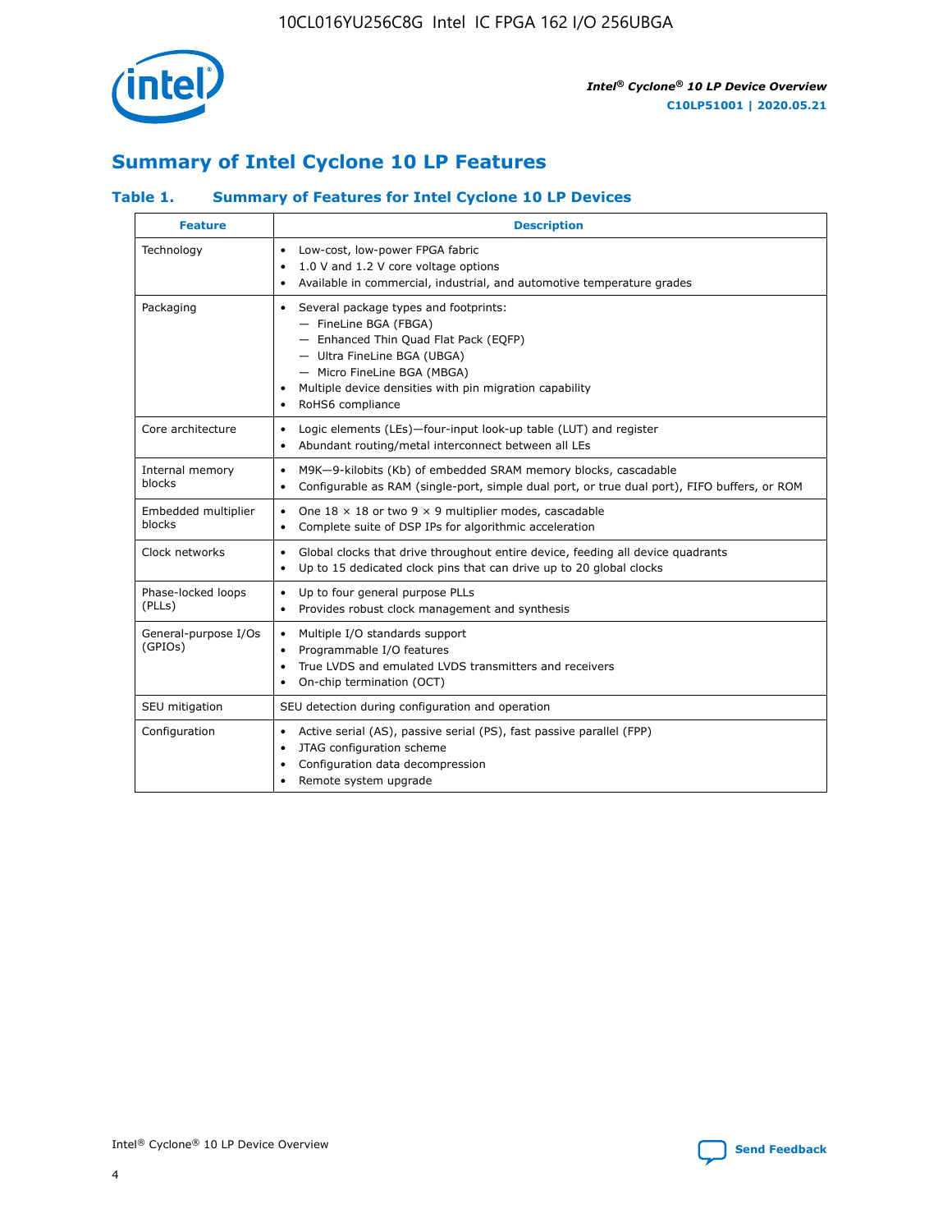## Summary of Intel Cyclone 10 LP Features

### Table 1. Summary of Features for Intel Cyclone 10 LP Devices

| Feature | Description |
| --- | --- |
| Technology | • Low-cost, low-power FPGA fabric<br>• 1.0 V and 1.2 V core voltage options<br>• Available in commercial, industrial, and automotive temperature grades |
| Packaging | • Several package types and footprints:<br>— FineLine BGA (FBGA)<br>— Enhanced Thin Quad Flat Pack (EQFP)<br>— Ultra FineLine BGA (UBGA)<br>— Micro FineLine BGA (MBGA)<br>• Multiple device densities with pin migration capability<br>• RoHS6 compliance |
| Core architecture | • Logic elements (LEs)—four-input look-up table (LUT) and register<br>• Abundant routing/metal interconnect between all LEs |
| Internal memory blocks | • M9K—9-kilobits (Kb) of embedded SRAM memory blocks, cascadable<br>• Configurable as RAM (single-port, simple dual port, or true dual port), FIFO buffers, or ROM |
| Embedded multiplier blocks | • One 18 × 18 or two 9 × 9 multiplier modes, cascadable<br>• Complete suite of DSP IPs for algorithmic acceleration |
| Clock networks | • Global clocks that drive throughout entire device, feeding all device quadrants<br>• Up to 15 dedicated clock pins that can drive up to 20 global clocks |
| Phase-locked loops (PLLs) | • Up to four general purpose PLLs<br>• Provides robust clock management and synthesis |
| General-purpose I/Os (GPIOs) | • Multiple I/O standards support<br>• Programmable I/O features<br>• True LVDS and emulated LVDS transmitters and receivers<br>• On-chip termination (OCT) |
| SEU mitigation | SEU detection during configuration and operation |
| Configuration | • Active serial (AS), passive serial (PS), fast passive parallel (FPP)<br>• JTAG configuration scheme<br>• Configuration data decompression<br>• Remote system upgrade |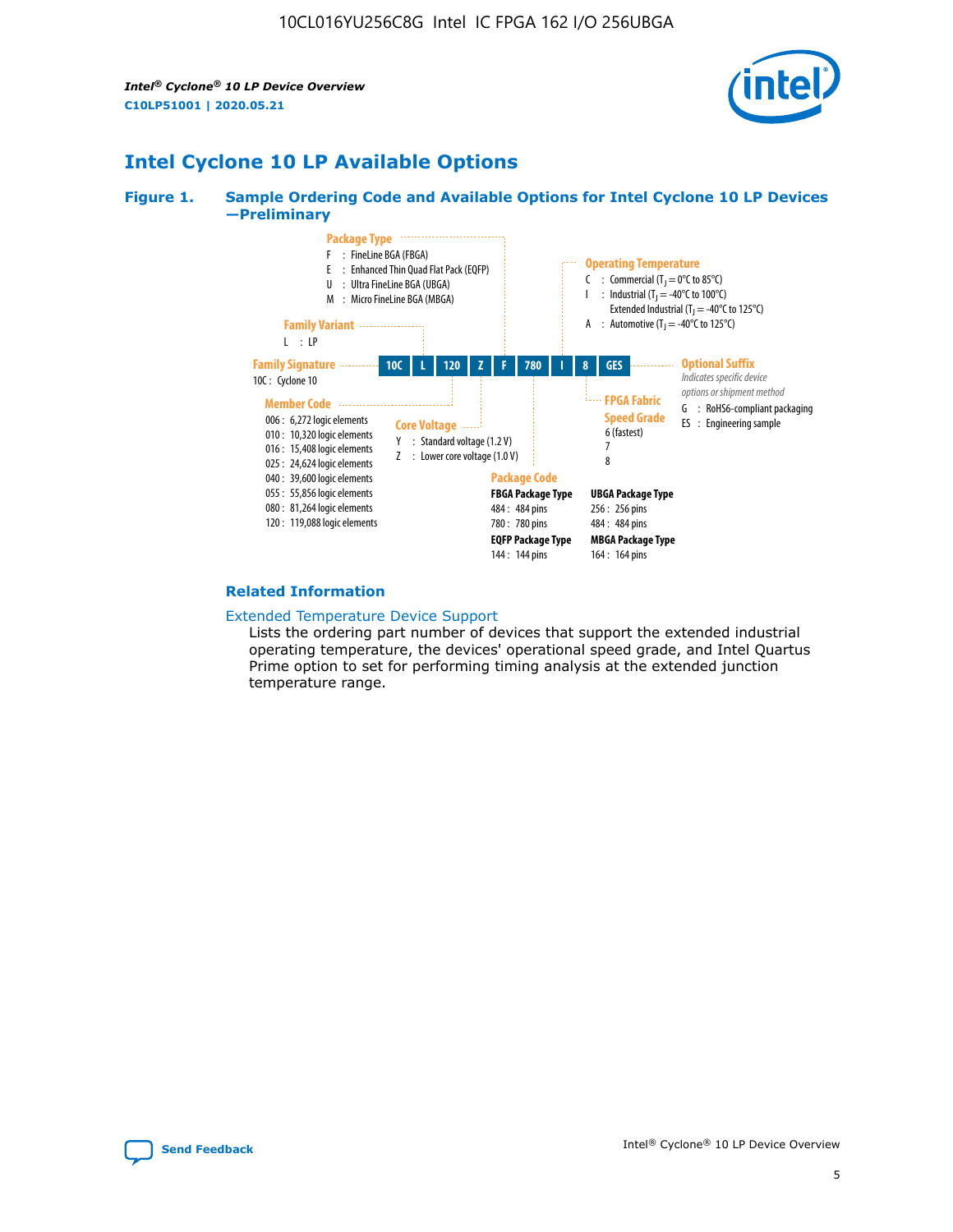# Intel Cyclone 10 LP Available Options

**Figure 1. Sample Ordering Code and Available Options for Intel Cyclone 10 LP Devices —Preliminary**

**Package Type**
- F : FineLine BGA (FBGA)
- E : Enhanced Thin Quad Flat Pack (EQFP)
- U : Ultra FineLine BGA (UBGA)
- M : Micro FineLine BGA (MBGA)

**Family Variant**
- L : LP

**Operating Temperature**
- C : Commercial ($T_J$ = 0°C to 85°C)
- I : Industrial ($T_J$ = -40°C to 100°C)
  Extended Industrial ($T_J$ = -40°C to 125°C)
- A : Automotive ($T_J$ = -40°C to 125°C)

**Family Signature**
- 10C : Cyclone 10

Ordering code: 10C | L | 120 | Z | F | 780 | I | 8 | GES

**Optional Suffix**
*Indicates specific device options or shipment method*
- G : RoHS6-compliant packaging
- ES : Engineering sample

**Member Code**
- 006 : 6,272 logic elements
- 010 : 10,320 logic elements
- 016 : 15,408 logic elements
- 025 : 24,624 logic elements
- 040 : 39,600 logic elements
- 055 : 55,856 logic elements
- 080 : 81,264 logic elements
- 120 : 119,088 logic elements

**Core Voltage**
- Y : Standard voltage (1.2 V)
- Z : Lower core voltage (1.0 V)

**FPGA Fabric Speed Grade**
- 6 (fastest)
- 7
- 8

**Package Code**

**FBGA Package Type**
- 484 : 484 pins
- 780 : 780 pins

**EQFP Package Type**
- 144 : 144 pins

**UBGA Package Type**
- 256 : 256 pins
- 484 : 484 pins

**MBGA Package Type**
- 164 : 164 pins

## Related Information

Extended Temperature Device Support

Lists the ordering part number of devices that support the extended industrial operating temperature, the devices' operational speed grade, and Intel Quartus Prime option to set for performing timing analysis at the extended junction temperature range.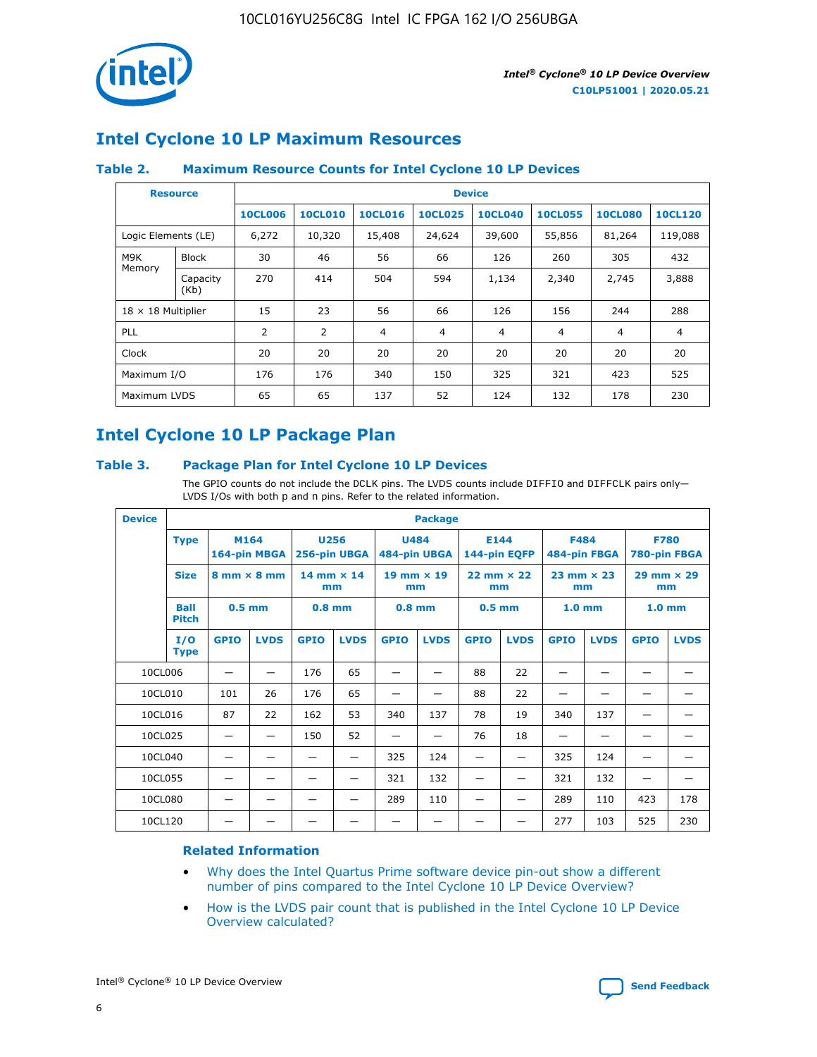# Intel Cyclone 10 LP Maximum Resources

### Table 2. Maximum Resource Counts for Intel Cyclone 10 LP Devices

| Resource | | Device | | | | | | | |
|---|---|---|---|---|---|---|---|---|---|
| | | 10CL006 | 10CL010 | 10CL016 | 10CL025 | 10CL040 | 10CL055 | 10CL080 | 10CL120 |
| Logic Elements (LE) | | 6,272 | 10,320 | 15,408 | 24,624 | 39,600 | 55,856 | 81,264 | 119,088 |
| M9K Memory | Block | 30 | 46 | 56 | 66 | 126 | 260 | 305 | 432 |
| | Capacity (Kb) | 270 | 414 | 504 | 594 | 1,134 | 2,340 | 2,745 | 3,888 |
| 18 × 18 Multiplier | | 15 | 23 | 56 | 66 | 126 | 156 | 244 | 288 |
| PLL | | 2 | 2 | 4 | 4 | 4 | 4 | 4 | 4 |
| Clock | | 20 | 20 | 20 | 20 | 20 | 20 | 20 | 20 |
| Maximum I/O | | 176 | 176 | 340 | 150 | 325 | 321 | 423 | 525 |
| Maximum LVDS | | 65 | 65 | 137 | 52 | 124 | 132 | 178 | 230 |

# Intel Cyclone 10 LP Package Plan

### Table 3. Package Plan for Intel Cyclone 10 LP Devices

The GPIO counts do not include the DCLK pins. The LVDS counts include DIFFIO and DIFFCLK pairs only—LVDS I/Os with both p and n pins. Refer to the related information.

| Device | Package | | | | | | | | | | | | |
|---|---|---|---|---|---|---|---|---|---|---|---|---|---|
| | Type | M164 164-pin MBGA | | U256 256-pin UBGA | | U484 484-pin UBGA | | E144 144-pin EQFP | | F484 484-pin FBGA | | F780 780-pin FBGA | |
| | Size | 8 mm × 8 mm | | 14 mm × 14 mm | | 19 mm × 19 mm | | 22 mm × 22 mm | | 23 mm × 23 mm | | 29 mm × 29 mm | |
| | Ball Pitch | 0.5 mm | | 0.8 mm | | 0.8 mm | | 0.5 mm | | 1.0 mm | | 1.0 mm | |
| | I/O Type | GPIO | LVDS | GPIO | LVDS | GPIO | LVDS | GPIO | LVDS | GPIO | LVDS | GPIO | LVDS |
| 10CL006 | | — | — | 176 | 65 | — | — | 88 | 22 | — | — | — | — |
| 10CL010 | | 101 | 26 | 176 | 65 | — | — | 88 | 22 | — | — | — | — |
| 10CL016 | | 87 | 22 | 162 | 53 | 340 | 137 | 78 | 19 | 340 | 137 | — | — |
| 10CL025 | | — | — | 150 | 52 | — | — | 76 | 18 | — | — | — | — |
| 10CL040 | | — | — | — | — | 325 | 124 | — | — | 325 | 124 | — | — |
| 10CL055 | | — | — | — | — | 321 | 132 | — | — | 321 | 132 | — | — |
| 10CL080 | | — | — | — | — | 289 | 110 | — | — | 289 | 110 | 423 | 178 |
| 10CL120 | | — | — | — | — | — | — | — | — | 277 | 103 | 525 | 230 |

### Related Information

- Why does the Intel Quartus Prime software device pin-out show a different number of pins compared to the Intel Cyclone 10 LP Device Overview?
- How is the LVDS pair count that is published in the Intel Cyclone 10 LP Device Overview calculated?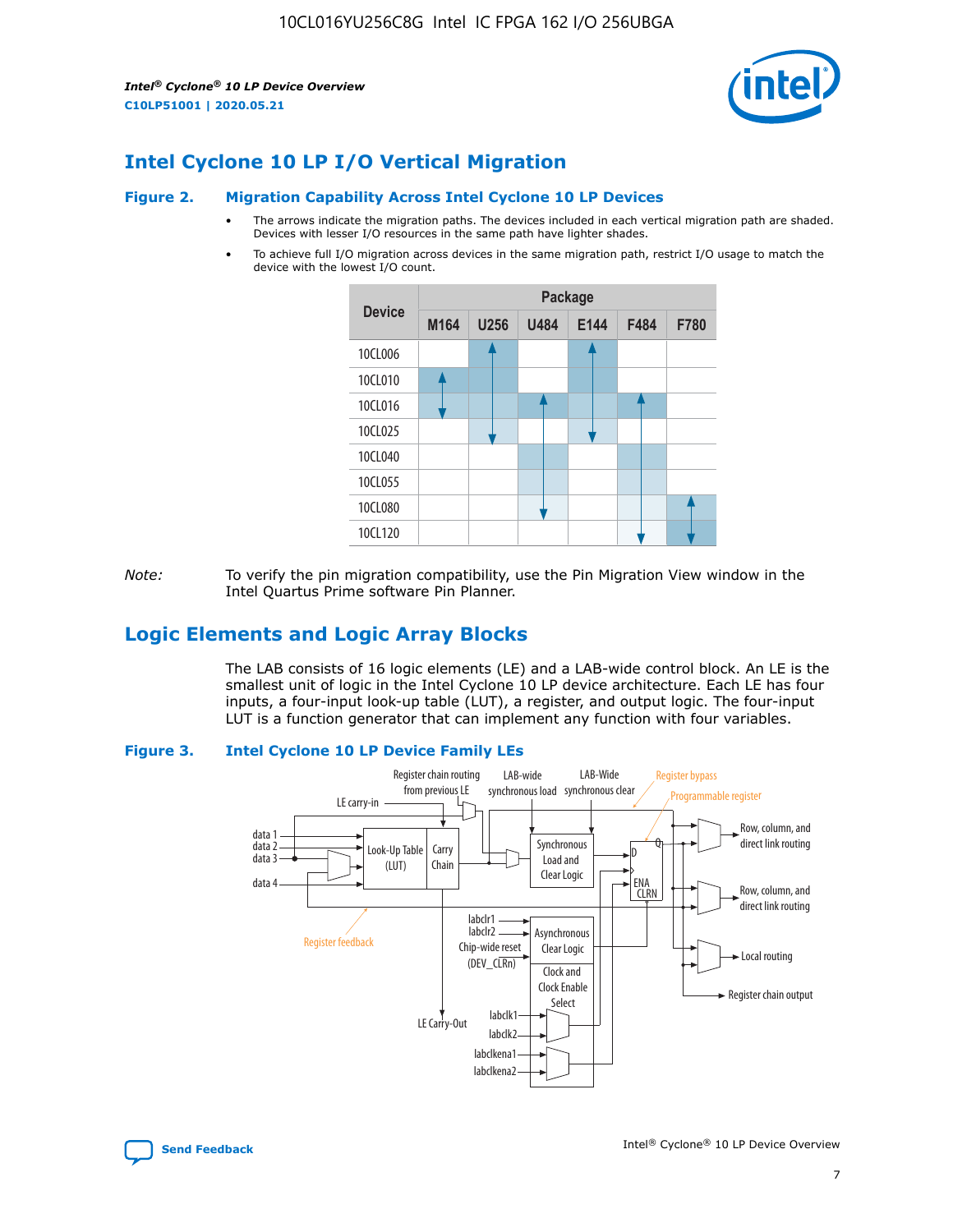## Intel Cyclone 10 LP I/O Vertical Migration

**Figure 2. Migration Capability Across Intel Cyclone 10 LP Devices**

- The arrows indicate the migration paths. The devices included in each vertical migration path are shaded. Devices with lesser I/O resources in the same path have lighter shades.
- To achieve full I/O migration across devices in the same migration path, restrict I/O usage to match the device with the lowest I/O count.

| Device | Package | | | | | |
|---|---|---|---|---|---|---|
| | M164 | U256 | U484 | E144 | F484 | F780 |
| 10CL006 | | | | | | |
| 10CL010 | | | | | | |
| 10CL016 | | | | | | |
| 10CL025 | | | | | | |
| 10CL040 | | | | | | |
| 10CL055 | | | | | | |
| 10CL080 | | | | | | |
| 10CL120 | | | | | | |

*Note:* To verify the pin migration compatibility, use the Pin Migration View window in the Intel Quartus Prime software Pin Planner.

## Logic Elements and Logic Array Blocks

The LAB consists of 16 logic elements (LE) and a LAB-wide control block. An LE is the smallest unit of logic in the Intel Cyclone 10 LP device architecture. Each LE has four inputs, a four-input look-up table (LUT), a register, and output logic. The four-input LUT is a function generator that can implement any function with four variables.

**Figure 3. Intel Cyclone 10 LP Device Family LEs**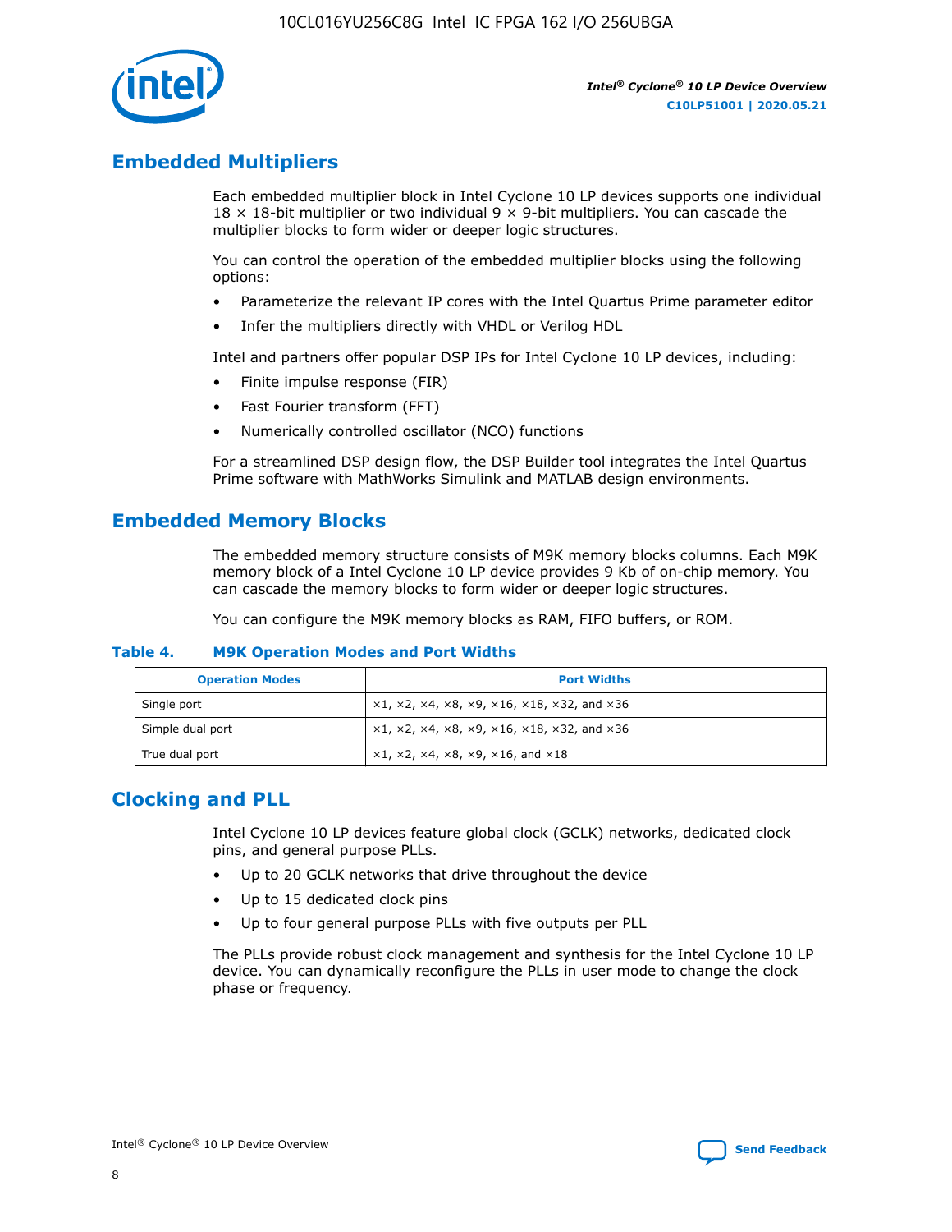## Embedded Multipliers

Each embedded multiplier block in Intel Cyclone 10 LP devices supports one individual 18 × 18-bit multiplier or two individual 9 × 9-bit multipliers. You can cascade the multiplier blocks to form wider or deeper logic structures.

You can control the operation of the embedded multiplier blocks using the following options:

- Parameterize the relevant IP cores with the Intel Quartus Prime parameter editor
- Infer the multipliers directly with VHDL or Verilog HDL

Intel and partners offer popular DSP IPs for Intel Cyclone 10 LP devices, including:

- Finite impulse response (FIR)
- Fast Fourier transform (FFT)
- Numerically controlled oscillator (NCO) functions

For a streamlined DSP design flow, the DSP Builder tool integrates the Intel Quartus Prime software with MathWorks Simulink and MATLAB design environments.

## Embedded Memory Blocks

The embedded memory structure consists of M9K memory blocks columns. Each M9K memory block of a Intel Cyclone 10 LP device provides 9 Kb of on-chip memory. You can cascade the memory blocks to form wider or deeper logic structures.

You can configure the M9K memory blocks as RAM, FIFO buffers, or ROM.

**Table 4. M9K Operation Modes and Port Widths**

| Operation Modes | Port Widths |
|---|---|
| Single port | ×1, ×2, ×4, ×8, ×9, ×16, ×18, ×32, and ×36 |
| Simple dual port | ×1, ×2, ×4, ×8, ×9, ×16, ×18, ×32, and ×36 |
| True dual port | ×1, ×2, ×4, ×8, ×9, ×16, and ×18 |

## Clocking and PLL

Intel Cyclone 10 LP devices feature global clock (GCLK) networks, dedicated clock pins, and general purpose PLLs.

- Up to 20 GCLK networks that drive throughout the device
- Up to 15 dedicated clock pins
- Up to four general purpose PLLs with five outputs per PLL

The PLLs provide robust clock management and synthesis for the Intel Cyclone 10 LP device. You can dynamically reconfigure the PLLs in user mode to change the clock phase or frequency.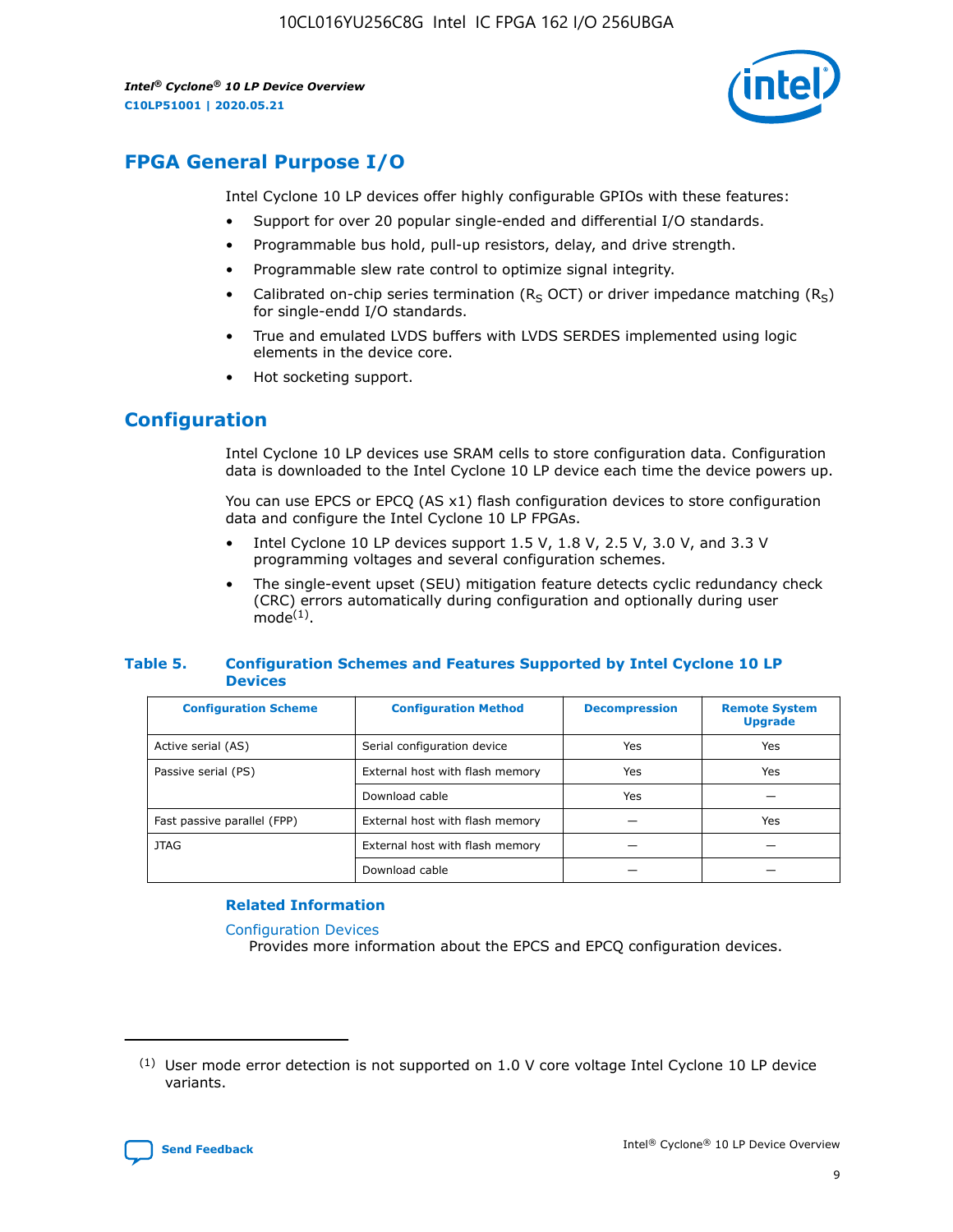## FPGA General Purpose I/O

Intel Cyclone 10 LP devices offer highly configurable GPIOs with these features:

- Support for over 20 popular single-ended and differential I/O standards.
- Programmable bus hold, pull-up resistors, delay, and drive strength.
- Programmable slew rate control to optimize signal integrity.
- Calibrated on-chip series termination ($R_S$ OCT) or driver impedance matching ($R_S$) for single-endd I/O standards.
- True and emulated LVDS buffers with LVDS SERDES implemented using logic elements in the device core.
- Hot socketing support.

## Configuration

Intel Cyclone 10 LP devices use SRAM cells to store configuration data. Configuration data is downloaded to the Intel Cyclone 10 LP device each time the device powers up.

You can use EPCS or EPCQ (AS x1) flash configuration devices to store configuration data and configure the Intel Cyclone 10 LP FPGAs.

- Intel Cyclone 10 LP devices support 1.5 V, 1.8 V, 2.5 V, 3.0 V, and 3.3 V programming voltages and several configuration schemes.
- The single-event upset (SEU) mitigation feature detects cyclic redundancy check (CRC) errors automatically during configuration and optionally during user mode[1].

**Table 5. Configuration Schemes and Features Supported by Intel Cyclone 10 LP Devices**

| Configuration Scheme | Configuration Method | Decompression | Remote System Upgrade |
|---|---|---|---|
| Active serial (AS) | Serial configuration device | Yes | Yes |
| Passive serial (PS) | External host with flash memory | Yes | Yes |
| | Download cable | Yes | — |
| Fast passive parallel (FPP) | External host with flash memory | — | Yes |
| JTAG | External host with flash memory | — | — |
| | Download cable | — | — |

### Related Information

Configuration Devices
Provides more information about the EPCS and EPCQ configuration devices.

---

(1) User mode error detection is not supported on 1.0 V core voltage Intel Cyclone 10 LP device variants.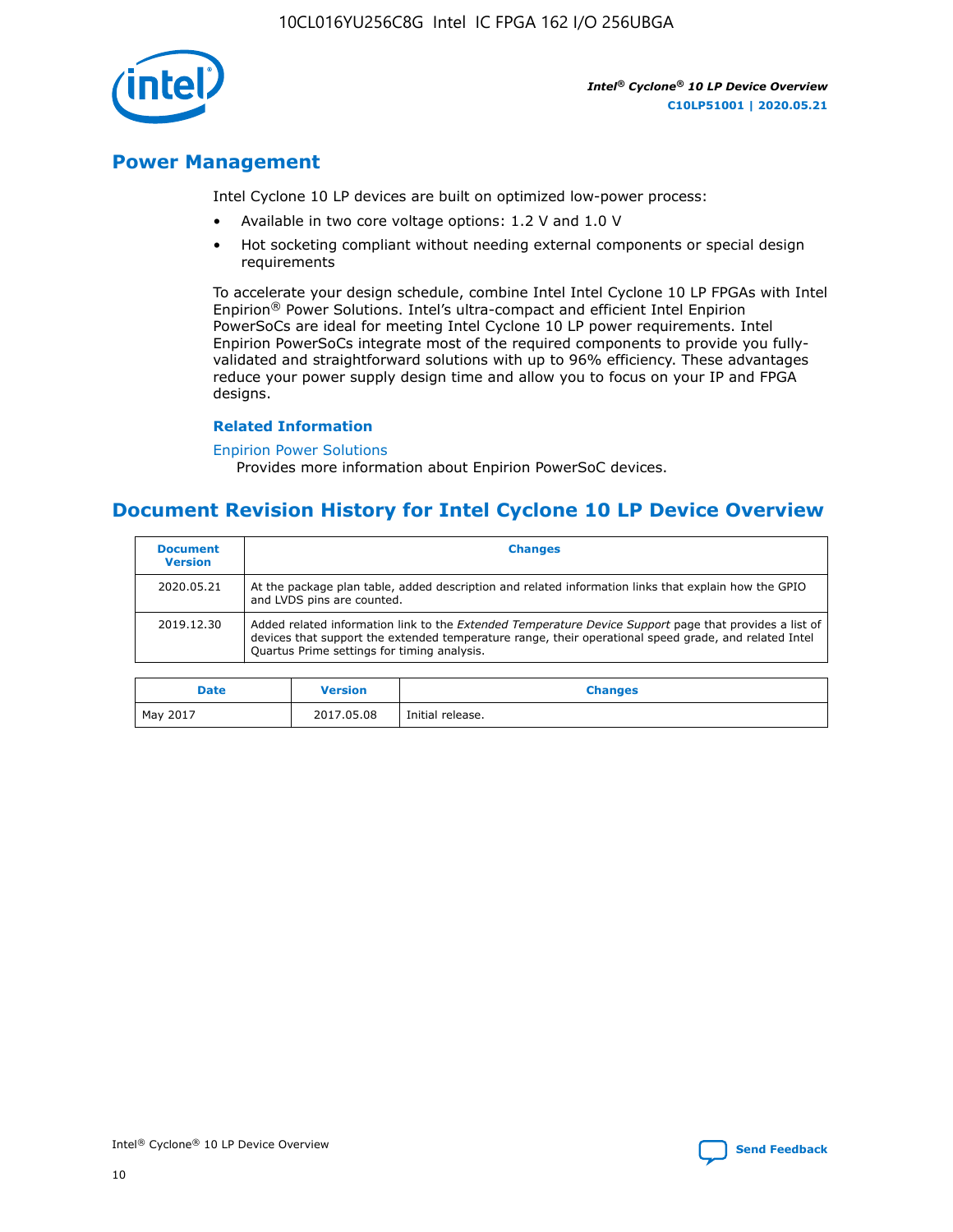## Power Management

Intel Cyclone 10 LP devices are built on optimized low-power process:

- Available in two core voltage options: 1.2 V and 1.0 V
- Hot socketing compliant without needing external components or special design requirements

To accelerate your design schedule, combine Intel Intel Cyclone 10 LP FPGAs with Intel Enpirion® Power Solutions. Intel's ultra-compact and efficient Intel Enpirion PowerSoCs are ideal for meeting Intel Cyclone 10 LP power requirements. Intel Enpirion PowerSoCs integrate most of the required components to provide you fully-validated and straightforward solutions with up to 96% efficiency. These advantages reduce your power supply design time and allow you to focus on your IP and FPGA designs.

### Related Information

Enpirion Power Solutions
Provides more information about Enpirion PowerSoC devices.

## Document Revision History for Intel Cyclone 10 LP Device Overview

| Document Version | Changes |
| --- | --- |
| 2020.05.21 | At the package plan table, added description and related information links that explain how the GPIO and LVDS pins are counted. |
| 2019.12.30 | Added related information link to the *Extended Temperature Device Support* page that provides a list of devices that support the extended temperature range, their operational speed grade, and related Intel Quartus Prime settings for timing analysis. |

| Date | Version | Changes |
| --- | --- | --- |
| May 2017 | 2017.05.08 | Initial release. |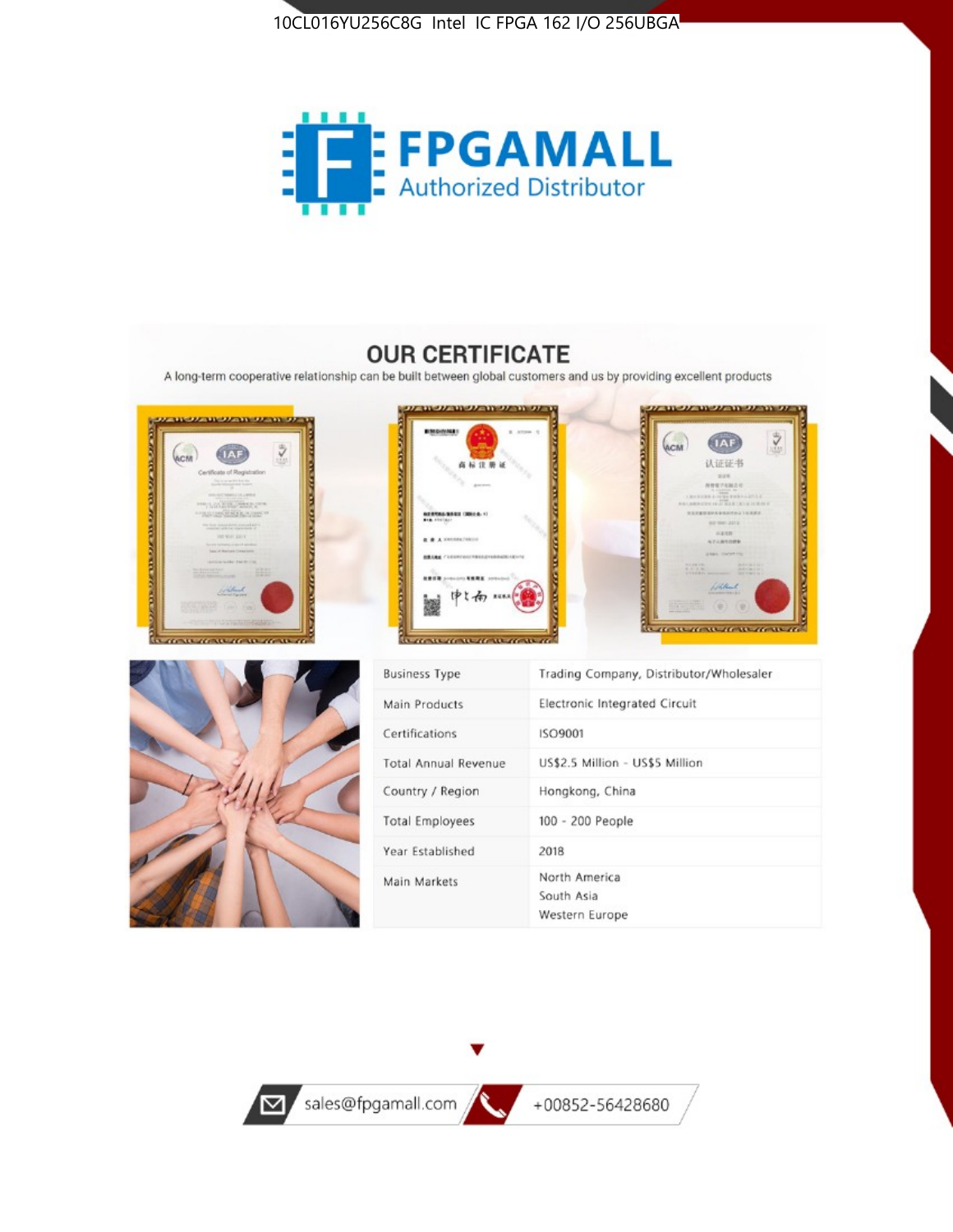FPGAMALL
Authorized Distributor

## OUR CERTIFICATE

A long-term cooperative relationship can be built between global customers and us by providing excellent products

| | |
|---|---|
| Business Type | Trading Company, Distributor/Wholesaler |
| Main Products | Electronic Integrated Circuit |
| Certifications | ISO9001 |
| Total Annual Revenue | US$2.5 Million - US$5 Million |
| Country / Region | Hongkong, China |
| Total Employees | 100 - 200 People |
| Year Established | 2018 |
| Main Markets | North America<br>South Asia<br>Western Europe |

sales@fpgamall.com

+00852-56428680